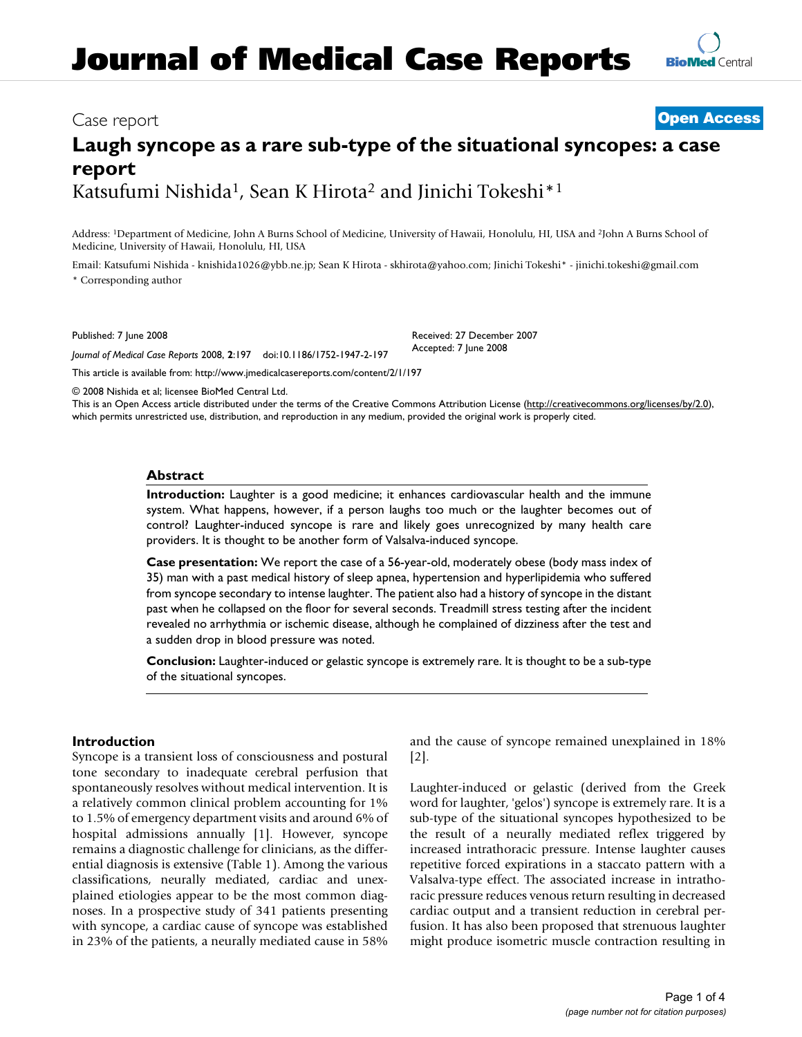# Journal of Medical Case Reports

Case report

**Open Access**

# Laugh syncope as a rare sub-type of the situational syncopes: a case report

Katsufumi Nishida[1], Sean K Hirota[2] and Jinichi Tokeshi*[1]

Address: [1]Department of Medicine, John A Burns School of Medicine, University of Hawaii, Honolulu, HI, USA and [2]John A Burns School of Medicine, University of Hawaii, Honolulu, HI, USA

Email: Katsufumi Nishida - knishida1026@ybb.ne.jp; Sean K Hirota - skhirota@yahoo.com; Jinichi Tokeshi* - jinichi.tokeshi@gmail.com

* Corresponding author

Published: 7 June 2008

*Journal of Medical Case Reports* 2008, **2**:197 doi:10.1186/1752-1947-2-197

Received: 27 December 2007
Accepted: 7 June 2008

This article is available from: http://www.jmedicalcasereports.com/content/2/1/197

© 2008 Nishida et al; licensee BioMed Central Ltd.

This is an Open Access article distributed under the terms of the Creative Commons Attribution License (http://creativecommons.org/licenses/by/2.0), which permits unrestricted use, distribution, and reproduction in any medium, provided the original work is properly cited.

## Abstract

**Introduction:** Laughter is a good medicine; it enhances cardiovascular health and the immune system. What happens, however, if a person laughs too much or the laughter becomes out of control? Laughter-induced syncope is rare and likely goes unrecognized by many health care providers. It is thought to be another form of Valsalva-induced syncope.

**Case presentation:** We report the case of a 56-year-old, moderately obese (body mass index of 35) man with a past medical history of sleep apnea, hypertension and hyperlipidemia who suffered from syncope secondary to intense laughter. The patient also had a history of syncope in the distant past when he collapsed on the floor for several seconds. Treadmill stress testing after the incident revealed no arrhythmia or ischemic disease, although he complained of dizziness after the test and a sudden drop in blood pressure was noted.

**Conclusion:** Laughter-induced or gelastic syncope is extremely rare. It is thought to be a sub-type of the situational syncopes.

## Introduction

Syncope is a transient loss of consciousness and postural tone secondary to inadequate cerebral perfusion that spontaneously resolves without medical intervention. It is a relatively common clinical problem accounting for 1% to 1.5% of emergency department visits and around 6% of hospital admissions annually [1]. However, syncope remains a diagnostic challenge for clinicians, as the differential diagnosis is extensive (Table 1). Among the various classifications, neurally mediated, cardiac and unexplained etiologies appear to be the most common diagnoses. In a prospective study of 341 patients presenting with syncope, a cardiac cause of syncope was established in 23% of the patients, a neurally mediated cause in 58% and the cause of syncope remained unexplained in 18% [2].

Laughter-induced or gelastic (derived from the Greek word for laughter, 'gelos') syncope is extremely rare. It is a sub-type of the situational syncopes hypothesized to be the result of a neurally mediated reflex triggered by increased intrathoracic pressure. Intense laughter causes repetitive forced expirations in a staccato pattern with a Valsalva-type effect. The associated increase in intrathoracic pressure reduces venous return resulting in decreased cardiac output and a transient reduction in cerebral perfusion. It has also been proposed that strenuous laughter might produce isometric muscle contraction resulting in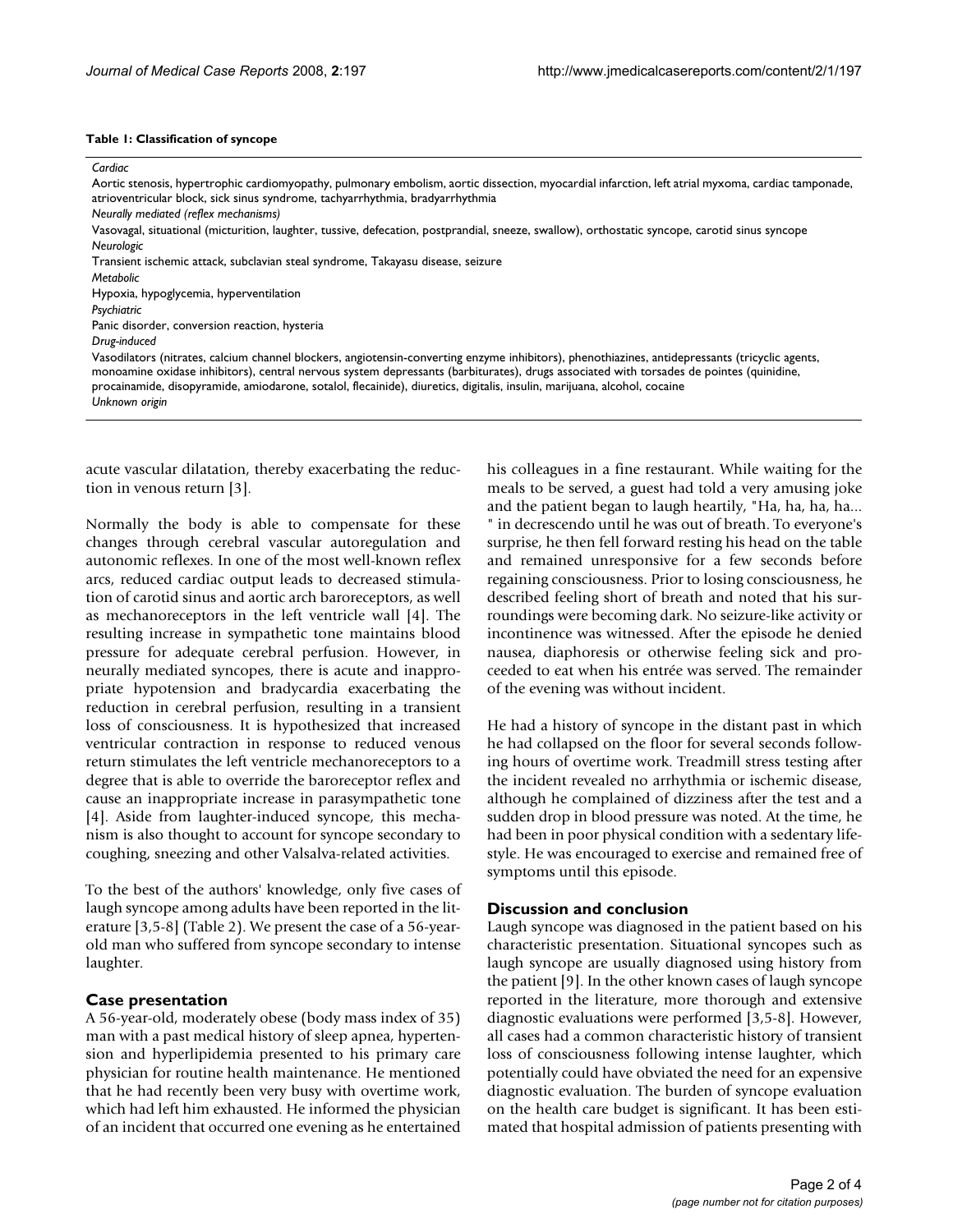**Table 1: Classification of syncope**

| |
|---|
| *Cardiac* |
| Aortic stenosis, hypertrophic cardiomyopathy, pulmonary embolism, aortic dissection, myocardial infarction, left atrial myxoma, cardiac tamponade, atrioventricular block, sick sinus syndrome, tachyarrhythmia, bradyarrhythmia |
| *Neurally mediated (reflex mechanisms)* |
| Vasovagal, situational (micturition, laughter, tussive, defecation, postprandial, sneeze, swallow), orthostatic syncope, carotid sinus syncope |
| *Neurologic* |
| Transient ischemic attack, subclavian steal syndrome, Takayasu disease, seizure |
| *Metabolic* |
| Hypoxia, hypoglycemia, hyperventilation |
| *Psychiatric* |
| Panic disorder, conversion reaction, hysteria |
| *Drug-induced* |
| Vasodilators (nitrates, calcium channel blockers, angiotensin-converting enzyme inhibitors), phenothiazines, antidepressants (tricyclic agents, monoamine oxidase inhibitors), central nervous system depressants (barbiturates), drugs associated with torsades de pointes (quinidine, procainamide, disopyramide, amiodarone, sotalol, flecainide), diuretics, digitalis, insulin, marijuana, alcohol, cocaine |
| *Unknown origin* |

acute vascular dilatation, thereby exacerbating the reduction in venous return [3].

Normally the body is able to compensate for these changes through cerebral vascular autoregulation and autonomic reflexes. In one of the most well-known reflex arcs, reduced cardiac output leads to decreased stimulation of carotid sinus and aortic arch baroreceptors, as well as mechanoreceptors in the left ventricle wall [4]. The resulting increase in sympathetic tone maintains blood pressure for adequate cerebral perfusion. However, in neurally mediated syncopes, there is acute and inappropriate hypotension and bradycardia exacerbating the reduction in cerebral perfusion, resulting in a transient loss of consciousness. It is hypothesized that increased ventricular contraction in response to reduced venous return stimulates the left ventricle mechanoreceptors to a degree that is able to override the baroreceptor reflex and cause an inappropriate increase in parasympathetic tone [4]. Aside from laughter-induced syncope, this mechanism is also thought to account for syncope secondary to coughing, sneezing and other Valsalva-related activities.

To the best of the authors' knowledge, only five cases of laugh syncope among adults have been reported in the literature [3,5-8] (Table 2). We present the case of a 56-year-old man who suffered from syncope secondary to intense laughter.

## Case presentation

A 56-year-old, moderately obese (body mass index of 35) man with a past medical history of sleep apnea, hypertension and hyperlipidemia presented to his primary care physician for routine health maintenance. He mentioned that he had recently been very busy with overtime work, which had left him exhausted. He informed the physician of an incident that occurred one evening as he entertained his colleagues in a fine restaurant. While waiting for the meals to be served, a guest had told a very amusing joke and the patient began to laugh heartily, "Ha, ha, ha, ha... " in decrescendo until he was out of breath. To everyone's surprise, he then fell forward resting his head on the table and remained unresponsive for a few seconds before regaining consciousness. Prior to losing consciousness, he described feeling short of breath and noted that his surroundings were becoming dark. No seizure-like activity or incontinence was witnessed. After the episode he denied nausea, diaphoresis or otherwise feeling sick and proceeded to eat when his entrée was served. The remainder of the evening was without incident.

He had a history of syncope in the distant past in which he had collapsed on the floor for several seconds following hours of overtime work. Treadmill stress testing after the incident revealed no arrhythmia or ischemic disease, although he complained of dizziness after the test and a sudden drop in blood pressure was noted. At the time, he had been in poor physical condition with a sedentary lifestyle. He was encouraged to exercise and remained free of symptoms until this episode.

## Discussion and conclusion

Laugh syncope was diagnosed in the patient based on his characteristic presentation. Situational syncopes such as laugh syncope are usually diagnosed using history from the patient [9]. In the other known cases of laugh syncope reported in the literature, more thorough and extensive diagnostic evaluations were performed [3,5-8]. However, all cases had a common characteristic history of transient loss of consciousness following intense laughter, which potentially could have obviated the need for an expensive diagnostic evaluation. The burden of syncope evaluation on the health care budget is significant. It has been estimated that hospital admission of patients presenting with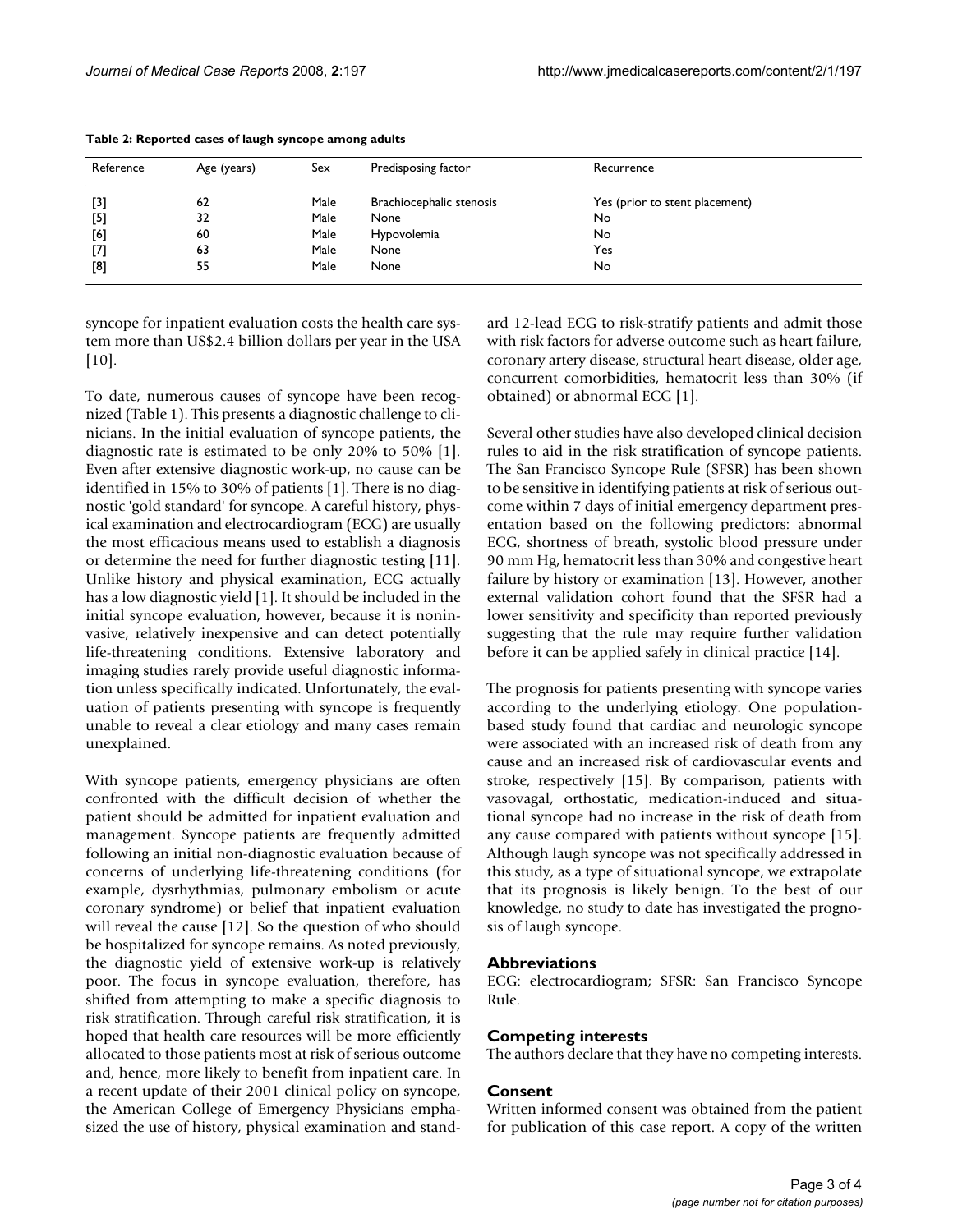**Table 2: Reported cases of laugh syncope among adults**

| Reference | Age (years) | Sex | Predisposing factor | Recurrence |
| --- | --- | --- | --- | --- |
| [3] | 62 | Male | Brachiocephalic stenosis | Yes (prior to stent placement) |
| [5] | 32 | Male | None | No |
| [6] | 60 | Male | Hypovolemia | No |
| [7] | 63 | Male | None | Yes |
| [8] | 55 | Male | None | No |

syncope for inpatient evaluation costs the health care system more than US$2.4 billion dollars per year in the USA [10].

To date, numerous causes of syncope have been recognized (Table 1). This presents a diagnostic challenge to clinicians. In the initial evaluation of syncope patients, the diagnostic rate is estimated to be only 20% to 50% [1]. Even after extensive diagnostic work-up, no cause can be identified in 15% to 30% of patients [1]. There is no diagnostic 'gold standard' for syncope. A careful history, physical examination and electrocardiogram (ECG) are usually the most efficacious means used to establish a diagnosis or determine the need for further diagnostic testing [11]. Unlike history and physical examination, ECG actually has a low diagnostic yield [1]. It should be included in the initial syncope evaluation, however, because it is noninvasive, relatively inexpensive and can detect potentially life-threatening conditions. Extensive laboratory and imaging studies rarely provide useful diagnostic information unless specifically indicated. Unfortunately, the evaluation of patients presenting with syncope is frequently unable to reveal a clear etiology and many cases remain unexplained.

With syncope patients, emergency physicians are often confronted with the difficult decision of whether the patient should be admitted for inpatient evaluation and management. Syncope patients are frequently admitted following an initial non-diagnostic evaluation because of concerns of underlying life-threatening conditions (for example, dysrhythmias, pulmonary embolism or acute coronary syndrome) or belief that inpatient evaluation will reveal the cause [12]. So the question of who should be hospitalized for syncope remains. As noted previously, the diagnostic yield of extensive work-up is relatively poor. The focus in syncope evaluation, therefore, has shifted from attempting to make a specific diagnosis to risk stratification. Through careful risk stratification, it is hoped that health care resources will be more efficiently allocated to those patients most at risk of serious outcome and, hence, more likely to benefit from inpatient care. In a recent update of their 2001 clinical policy on syncope, the American College of Emergency Physicians emphasized the use of history, physical examination and standard 12-lead ECG to risk-stratify patients and admit those with risk factors for adverse outcome such as heart failure, coronary artery disease, structural heart disease, older age, concurrent comorbidities, hematocrit less than 30% (if obtained) or abnormal ECG [1].

Several other studies have also developed clinical decision rules to aid in the risk stratification of syncope patients. The San Francisco Syncope Rule (SFSR) has been shown to be sensitive in identifying patients at risk of serious outcome within 7 days of initial emergency department presentation based on the following predictors: abnormal ECG, shortness of breath, systolic blood pressure under 90 mm Hg, hematocrit less than 30% and congestive heart failure by history or examination [13]. However, another external validation cohort found that the SFSR had a lower sensitivity and specificity than reported previously suggesting that the rule may require further validation before it can be applied safely in clinical practice [14].

The prognosis for patients presenting with syncope varies according to the underlying etiology. One population-based study found that cardiac and neurologic syncope were associated with an increased risk of death from any cause and an increased risk of cardiovascular events and stroke, respectively [15]. By comparison, patients with vasovagal, orthostatic, medication-induced and situational syncope had no increase in the risk of death from any cause compared with patients without syncope [15]. Although laugh syncope was not specifically addressed in this study, as a type of situational syncope, we extrapolate that its prognosis is likely benign. To the best of our knowledge, no study to date has investigated the prognosis of laugh syncope.

## Abbreviations

ECG: electrocardiogram; SFSR: San Francisco Syncope Rule.

## Competing interests

The authors declare that they have no competing interests.

## Consent

Written informed consent was obtained from the patient for publication of this case report. A copy of the written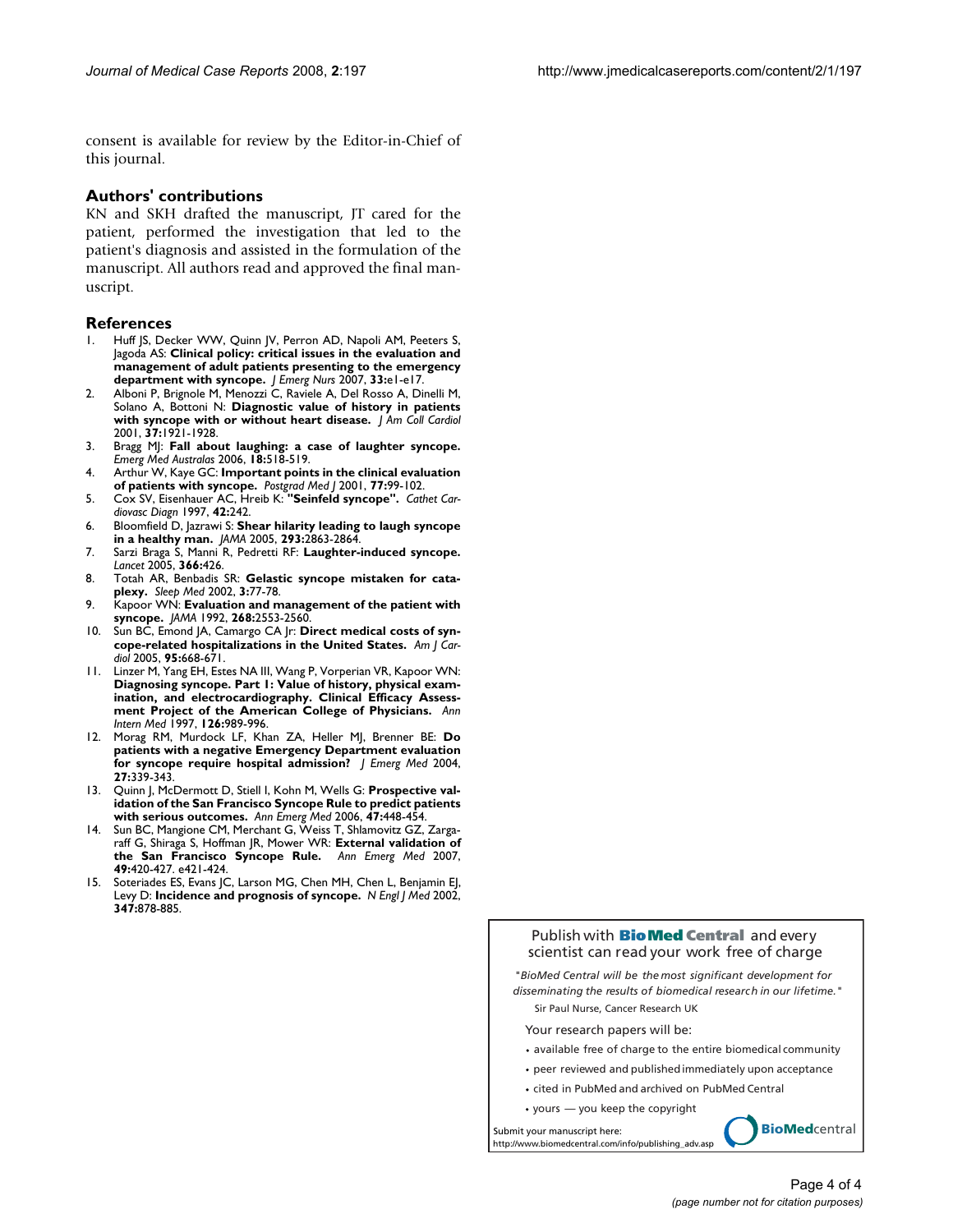consent is available for review by the Editor-in-Chief of this journal.

## Authors' contributions

KN and SKH drafted the manuscript, JT cared for the patient, performed the investigation that led to the patient's diagnosis and assisted in the formulation of the manuscript. All authors read and approved the final manuscript.

## References

1. Huff JS, Decker WW, Quinn JV, Perron AD, Napoli AM, Peeters S, Jagoda AS: **Clinical policy: critical issues in the evaluation and management of adult patients presenting to the emergency department with syncope.** *J Emerg Nurs* 2007, **33:**e1-e17.
2. Alboni P, Brignole M, Menozzi C, Raviele A, Del Rosso A, Dinelli M, Solano A, Bottoni N: **Diagnostic value of history in patients with syncope with or without heart disease.** *J Am Coll Cardiol* 2001, **37:**1921-1928.
3. Bragg MJ: **Fall about laughing: a case of laughter syncope.** *Emerg Med Australas* 2006, **18:**518-519.
4. Arthur W, Kaye GC: **Important points in the clinical evaluation of patients with syncope.** *Postgrad Med J* 2001, **77:**99-102.
5. Cox SV, Eisenhauer AC, Hreib K: **"Seinfeld syncope".** *Cathet Cardiovasc Diagn* 1997, **42:**242.
6. Bloomfield D, Jazrawi S: **Shear hilarity leading to laugh syncope in a healthy man.** *JAMA* 2005, **293:**2863-2864.
7. Sarzi Braga S, Manni R, Pedretti RF: **Laughter-induced syncope.** *Lancet* 2005, **366:**426.
8. Totah AR, Benbadis SR: **Gelastic syncope mistaken for cataplexy.** *Sleep Med* 2002, **3:**77-78.
9. Kapoor WN: **Evaluation and management of the patient with syncope.** *JAMA* 1992, **268:**2553-2560.
10. Sun BC, Emond JA, Camargo CA Jr: **Direct medical costs of syncope-related hospitalizations in the United States.** *Am J Cardiol* 2005, **95:**668-671.
11. Linzer M, Yang EH, Estes NA III, Wang P, Vorperian VR, Kapoor WN: **Diagnosing syncope. Part 1: Value of history, physical examination, and electrocardiography. Clinical Efficacy Assessment Project of the American College of Physicians.** *Ann Intern Med* 1997, **126:**989-996.
12. Morag RM, Murdock LF, Khan ZA, Heller MJ, Brenner BE: **Do patients with a negative Emergency Department evaluation for syncope require hospital admission?** *J Emerg Med* 2004, **27:**339-343.
13. Quinn J, McDermott D, Stiell I, Kohn M, Wells G: **Prospective validation of the San Francisco Syncope Rule to predict patients with serious outcomes.** *Ann Emerg Med* 2006, **47:**448-454.
14. Sun BC, Mangione CM, Merchant G, Weiss T, Shlamovitz GZ, Zargaraff G, Shiraga S, Hoffman JR, Mower WR: **External validation of the San Francisco Syncope Rule.** *Ann Emerg Med* 2007, **49:**420-427. e421-424.
15. Soteriades ES, Evans JC, Larson MG, Chen MH, Chen L, Benjamin EJ, Levy D: **Incidence and prognosis of syncope.** *N Engl J Med* 2002, **347:**878-885.

Publish with **BioMed Central** and every scientist can read your work free of charge

*"BioMed Central will be the most significant development for disseminating the results of biomedical research in our lifetime."*
Sir Paul Nurse, Cancer Research UK

Your research papers will be:

- available free of charge to the entire biomedical community
- peer reviewed and published immediately upon acceptance
- cited in PubMed and archived on PubMed Central
- yours — you keep the copyright

Submit your manuscript here:
http://www.biomedcentral.com/info/publishing_adv.asp

**BioMed**central